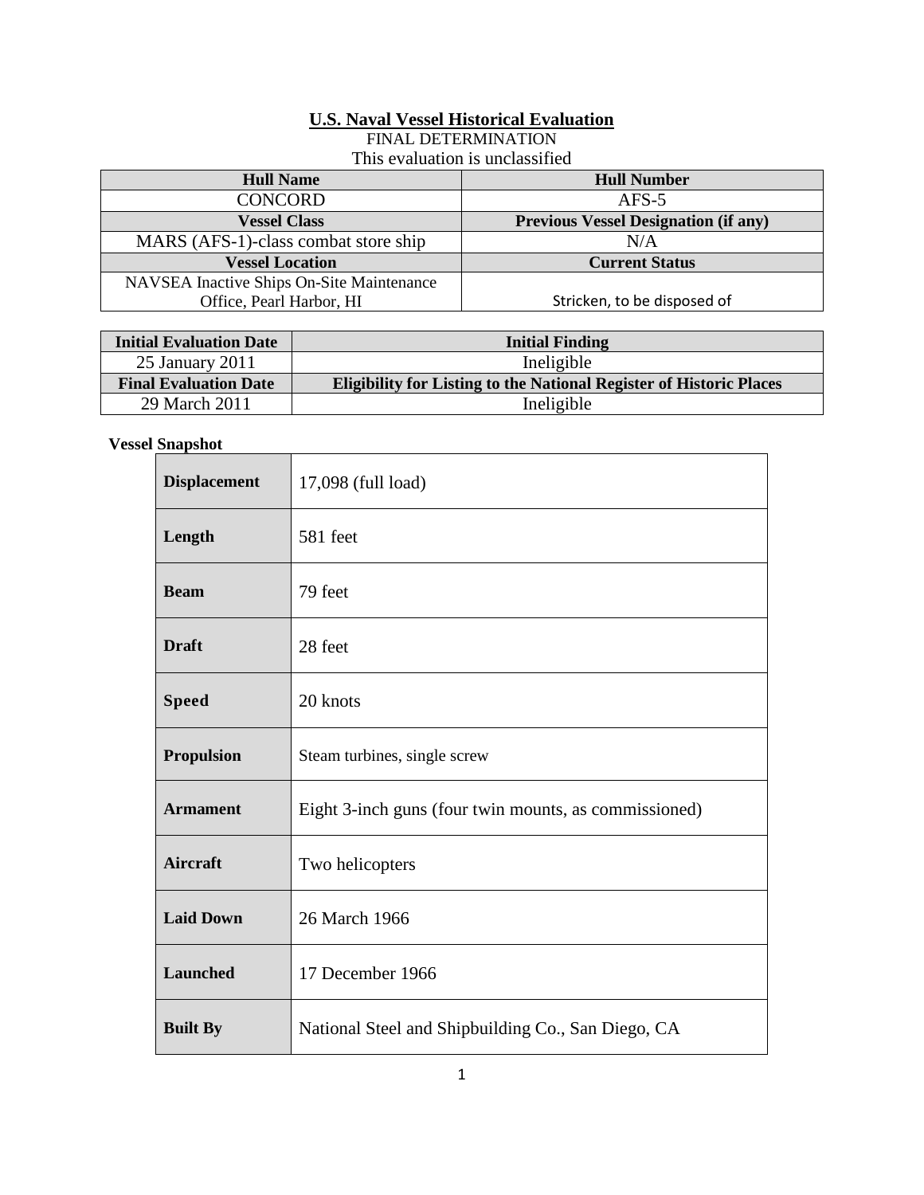# U.S. Naval Vessel Historical Evaluation

FINAL DETERMINATION

This evaluation is unclassified

| Hull Name | Hull Number |
| --- | --- |
| CONCORD | AFS-5 |
| **Vessel Class** | **Previous Vessel Designation (if any)** |
| MARS (AFS-1)-class combat store ship | N/A |
| **Vessel Location** | **Current Status** |
| NAVSEA Inactive Ships On-Site Maintenance Office, Pearl Harbor, HI | Stricken, to be disposed of |

| Initial Evaluation Date | Initial Finding |
| --- | --- |
| 25 January 2011 | Ineligible |
| **Final Evaluation Date** | **Eligibility for Listing to the National Register of Historic Places** |
| 29 March 2011 | Ineligible |

**Vessel Snapshot**

| | |
| --- | --- |
| **Displacement** | 17,098 (full load) |
| **Length** | 581 feet |
| **Beam** | 79 feet |
| **Draft** | 28 feet |
| **Speed** | 20 knots |
| **Propulsion** | Steam turbines, single screw |
| **Armament** | Eight 3-inch guns (four twin mounts, as commissioned) |
| **Aircraft** | Two helicopters |
| **Laid Down** | 26 March 1966 |
| **Launched** | 17 December 1966 |
| **Built By** | National Steel and Shipbuilding Co., San Diego, CA |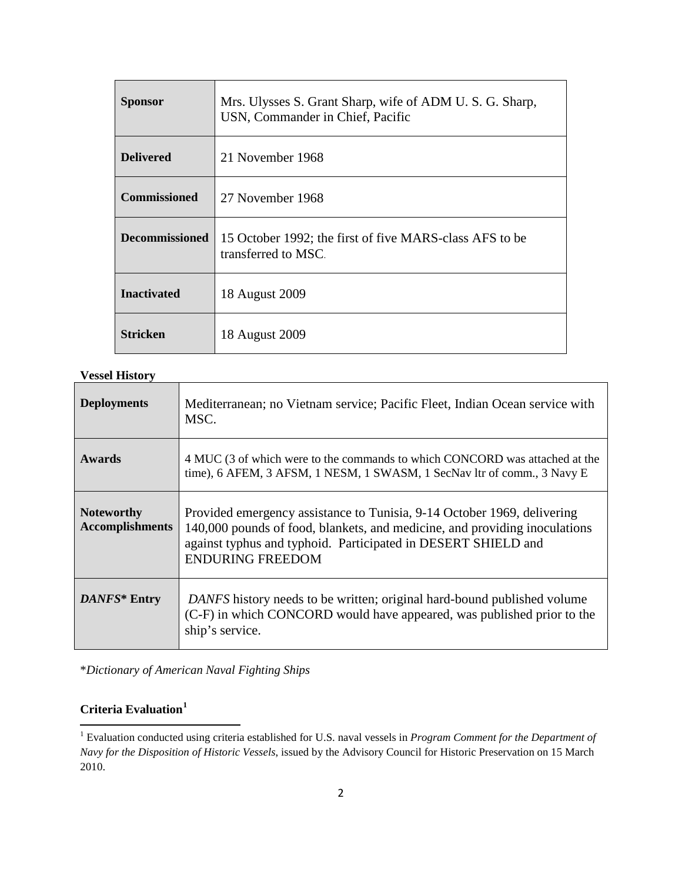| | |
|---|---|
| **Sponsor** | Mrs. Ulysses S. Grant Sharp, wife of ADM U. S. G. Sharp, USN, Commander in Chief, Pacific |
| **Delivered** | 21 November 1968 |
| **Commissioned** | 27 November 1968 |
| **Decommissioned** | 15 October 1992; the first of five MARS-class AFS to be transferred to MSC. |
| **Inactivated** | 18 August 2009 |
| **Stricken** | 18 August 2009 |

**Vessel History**

| | |
|---|---|
| **Deployments** | Mediterranean; no Vietnam service; Pacific Fleet, Indian Ocean service with MSC. |
| **Awards** | 4 MUC (3 of which were to the commands to which CONCORD was attached at the time), 6 AFEM, 3 AFSM, 1 NESM, 1 SWASM, 1 SecNav ltr of comm., 3 Navy E |
| **Noteworthy Accomplishments** | Provided emergency assistance to Tunisia, 9-14 October 1969, delivering 140,000 pounds of food, blankets, and medicine, and providing inoculations against typhus and typhoid. Participated in DESERT SHIELD and ENDURING FREEDOM |
| ***DANFS*\* Entry** | *DANFS* history needs to be written; original hard-bound published volume (C-F) in which CONCORD would have appeared, was published prior to the ship's service. |

\**Dictionary of American Naval Fighting Ships*

**Criteria Evaluation**[1]

[1] Evaluation conducted using criteria established for U.S. naval vessels in *Program Comment for the Department of Navy for the Disposition of Historic Vessels*, issued by the Advisory Council for Historic Preservation on 15 March 2010.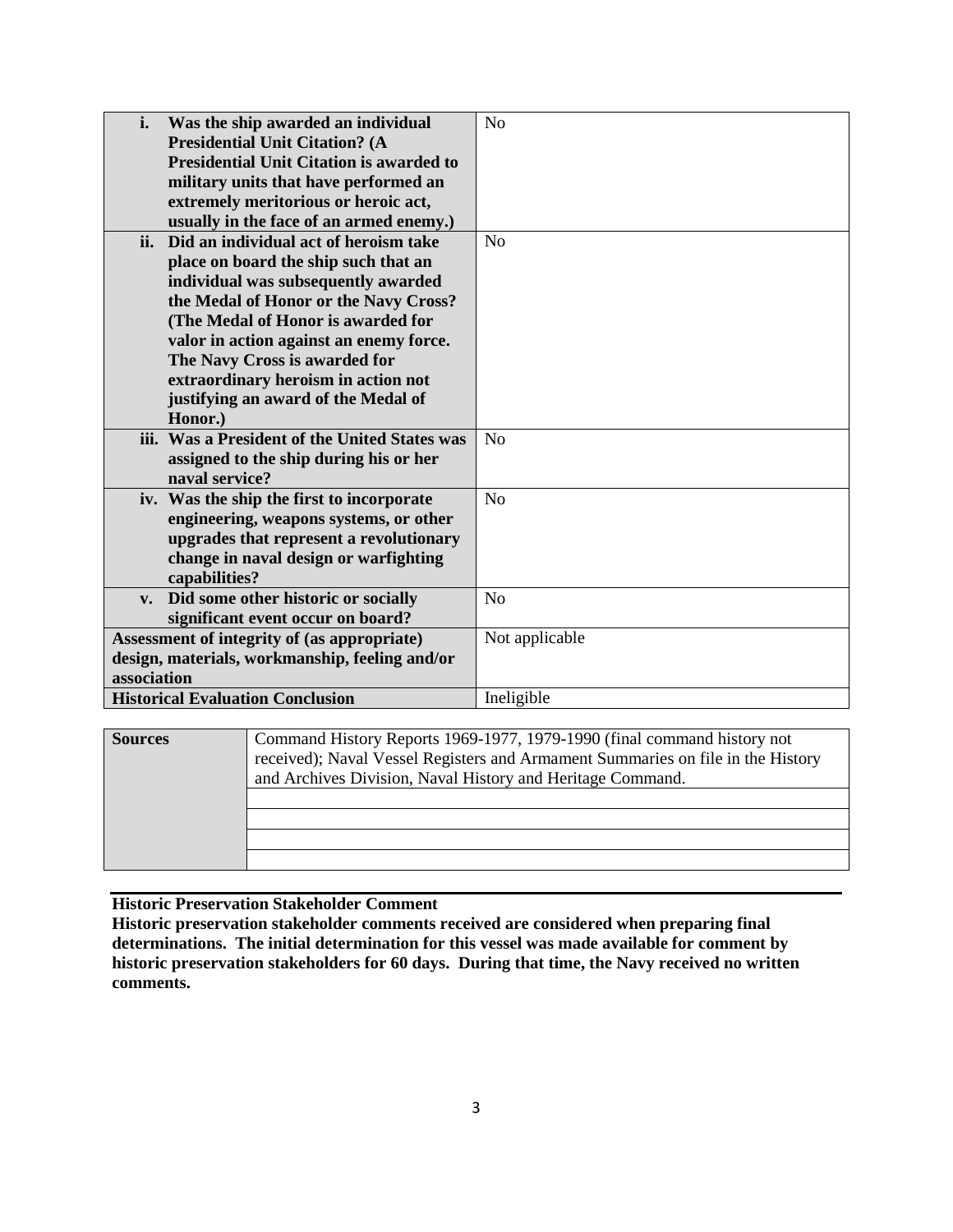| | |
|---|---|
| **i. Was the ship awarded an individual Presidential Unit Citation? (A Presidential Unit Citation is awarded to military units that have performed an extremely meritorious or heroic act, usually in the face of an armed enemy.)** | No |
| **ii. Did an individual act of heroism take place on board the ship such that an individual was subsequently awarded the Medal of Honor or the Navy Cross? (The Medal of Honor is awarded for valor in action against an enemy force. The Navy Cross is awarded for extraordinary heroism in action not justifying an award of the Medal of Honor.)** | No |
| **iii. Was a President of the United States was assigned to the ship during his or her naval service?** | No |
| **iv. Was the ship the first to incorporate engineering, weapons systems, or other upgrades that represent a revolutionary change in naval design or warfighting capabilities?** | No |
| **v. Did some other historic or socially significant event occur on board?** | No |
| **Assessment of integrity of (as appropriate) design, materials, workmanship, feeling and/or association** | Not applicable |
| **Historical Evaluation Conclusion** | Ineligible |

| | |
|---|---|
| **Sources** | Command History Reports 1969-1977, 1979-1990 (final command history not received); Naval Vessel Registers and Armament Summaries on file in the History and Archives Division, Naval History and Heritage Command. |
| | |
| | |
| | |
| | |

**Historic Preservation Stakeholder Comment**

**Historic preservation stakeholder comments received are considered when preparing final determinations. The initial determination for this vessel was made available for comment by historic preservation stakeholders for 60 days. During that time, the Navy received no written comments.**